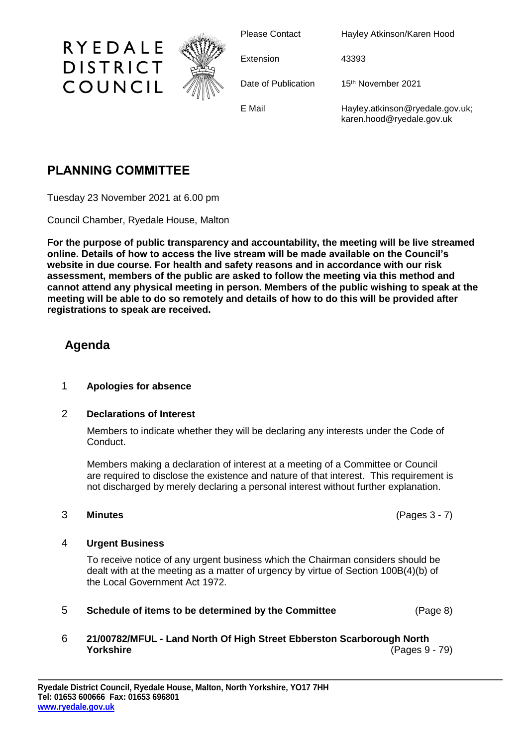# RYEDALE DISTRICT COUNCIL

| | |
|---|---|
| Please Contact | Hayley Atkinson/Karen Hood |
| Extension | 43393 |
| Date of Publication | 15th November 2021 |
| E Mail | Hayley.atkinson@ryedale.gov.uk; karen.hood@ryedale.gov.uk |

## PLANNING COMMITTEE

Tuesday 23 November 2021 at 6.00 pm

Council Chamber, Ryedale House, Malton

**For the purpose of public transparency and accountability, the meeting will be live streamed online. Details of how to access the live stream will be made available on the Council's website in due course. For health and safety reasons and in accordance with our risk assessment, members of the public are asked to follow the meeting via this method and cannot attend any physical meeting in person. Members of the public wishing to speak at the meeting will be able to do so remotely and details of how to do this will be provided after registrations to speak are received.**

## Agenda

1 **Apologies for absence**

2 **Declarations of Interest**

Members to indicate whether they will be declaring any interests under the Code of Conduct.

Members making a declaration of interest at a meeting of a Committee or Council are required to disclose the existence and nature of that interest. This requirement is not discharged by merely declaring a personal interest without further explanation.

3 **Minutes** (Pages 3 - 7)

4 **Urgent Business**

To receive notice of any urgent business which the Chairman considers should be dealt with at the meeting as a matter of urgency by virtue of Section 100B(4)(b) of the Local Government Act 1972.

5 **Schedule of items to be determined by the Committee** (Page 8)

6 **21/00782/MFUL - Land North Of High Street Ebberston Scarborough North Yorkshire** (Pages 9 - 79)

**Ryedale District Council, Ryedale House, Malton, North Yorkshire, YO17 7HH**
**Tel: 01653 600666 Fax: 01653 696801**
**www.ryedale.gov.uk**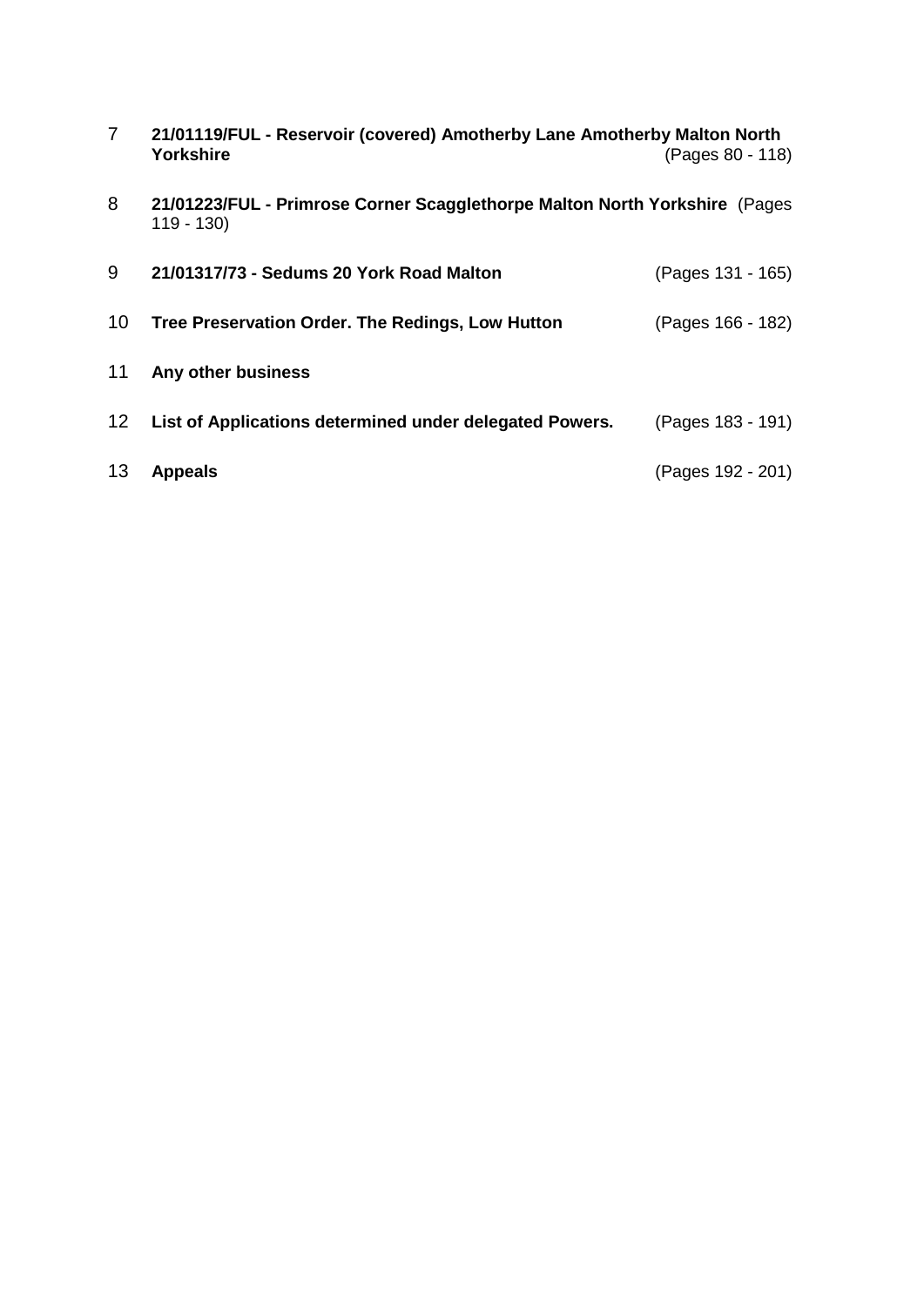7 **21/01119/FUL - Reservoir (covered) Amotherby Lane Amotherby Malton North Yorkshire** (Pages 80 - 118)

8 **21/01223/FUL - Primrose Corner Scagglethorpe Malton North Yorkshire** (Pages 119 - 130)

9 **21/01317/73 - Sedums 20 York Road Malton** (Pages 131 - 165)

10 **Tree Preservation Order. The Redings, Low Hutton** (Pages 166 - 182)

11 **Any other business**

12 **List of Applications determined under delegated Powers.** (Pages 183 - 191)

13 **Appeals** (Pages 192 - 201)